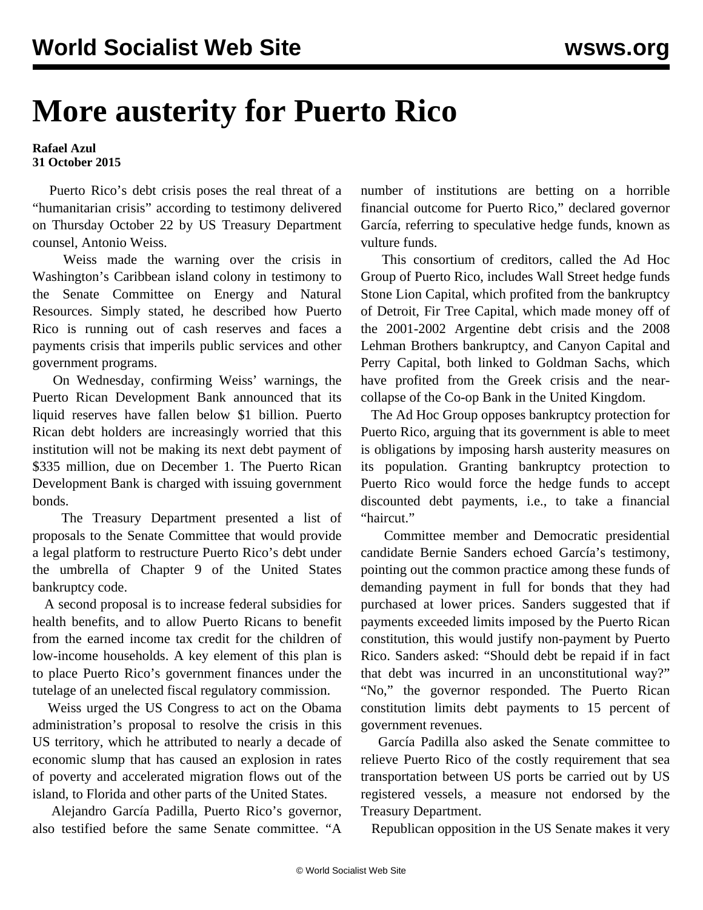# More austerity for Puerto Rico

**Rafael Azul**
**31 October 2015**

Puerto Rico's debt crisis poses the real threat of a "humanitarian crisis" according to testimony delivered on Thursday October 22 by US Treasury Department counsel, Antonio Weiss.

Weiss made the warning over the crisis in Washington's Caribbean island colony in testimony to the Senate Committee on Energy and Natural Resources. Simply stated, he described how Puerto Rico is running out of cash reserves and faces a payments crisis that imperils public services and other government programs.

On Wednesday, confirming Weiss' warnings, the Puerto Rican Development Bank announced that its liquid reserves have fallen below $1 billion. Puerto Rican debt holders are increasingly worried that this institution will not be making its next debt payment of $335 million, due on December 1. The Puerto Rican Development Bank is charged with issuing government bonds.

The Treasury Department presented a list of proposals to the Senate Committee that would provide a legal platform to restructure Puerto Rico's debt under the umbrella of Chapter 9 of the United States bankruptcy code.

A second proposal is to increase federal subsidies for health benefits, and to allow Puerto Ricans to benefit from the earned income tax credit for the children of low-income households. A key element of this plan is to place Puerto Rico's government finances under the tutelage of an unelected fiscal regulatory commission.

Weiss urged the US Congress to act on the Obama administration's proposal to resolve the crisis in this US territory, which he attributed to nearly a decade of economic slump that has caused an explosion in rates of poverty and accelerated migration flows out of the island, to Florida and other parts of the United States.

Alejandro García Padilla, Puerto Rico's governor, also testified before the same Senate committee. "A number of institutions are betting on a horrible financial outcome for Puerto Rico," declared governor García, referring to speculative hedge funds, known as vulture funds.

This consortium of creditors, called the Ad Hoc Group of Puerto Rico, includes Wall Street hedge funds Stone Lion Capital, which profited from the bankruptcy of Detroit, Fir Tree Capital, which made money off of the 2001-2002 Argentine debt crisis and the 2008 Lehman Brothers bankruptcy, and Canyon Capital and Perry Capital, both linked to Goldman Sachs, which have profited from the Greek crisis and the near-collapse of the Co-op Bank in the United Kingdom.

The Ad Hoc Group opposes bankruptcy protection for Puerto Rico, arguing that its government is able to meet is obligations by imposing harsh austerity measures on its population. Granting bankruptcy protection to Puerto Rico would force the hedge funds to accept discounted debt payments, i.e., to take a financial "haircut."

Committee member and Democratic presidential candidate Bernie Sanders echoed García's testimony, pointing out the common practice among these funds of demanding payment in full for bonds that they had purchased at lower prices. Sanders suggested that if payments exceeded limits imposed by the Puerto Rican constitution, this would justify non-payment by Puerto Rico. Sanders asked: "Should debt be repaid if in fact that debt was incurred in an unconstitutional way?" "No," the governor responded. The Puerto Rican constitution limits debt payments to 15 percent of government revenues.

García Padilla also asked the Senate committee to relieve Puerto Rico of the costly requirement that sea transportation between US ports be carried out by US registered vessels, a measure not endorsed by the Treasury Department.

Republican opposition in the US Senate makes it very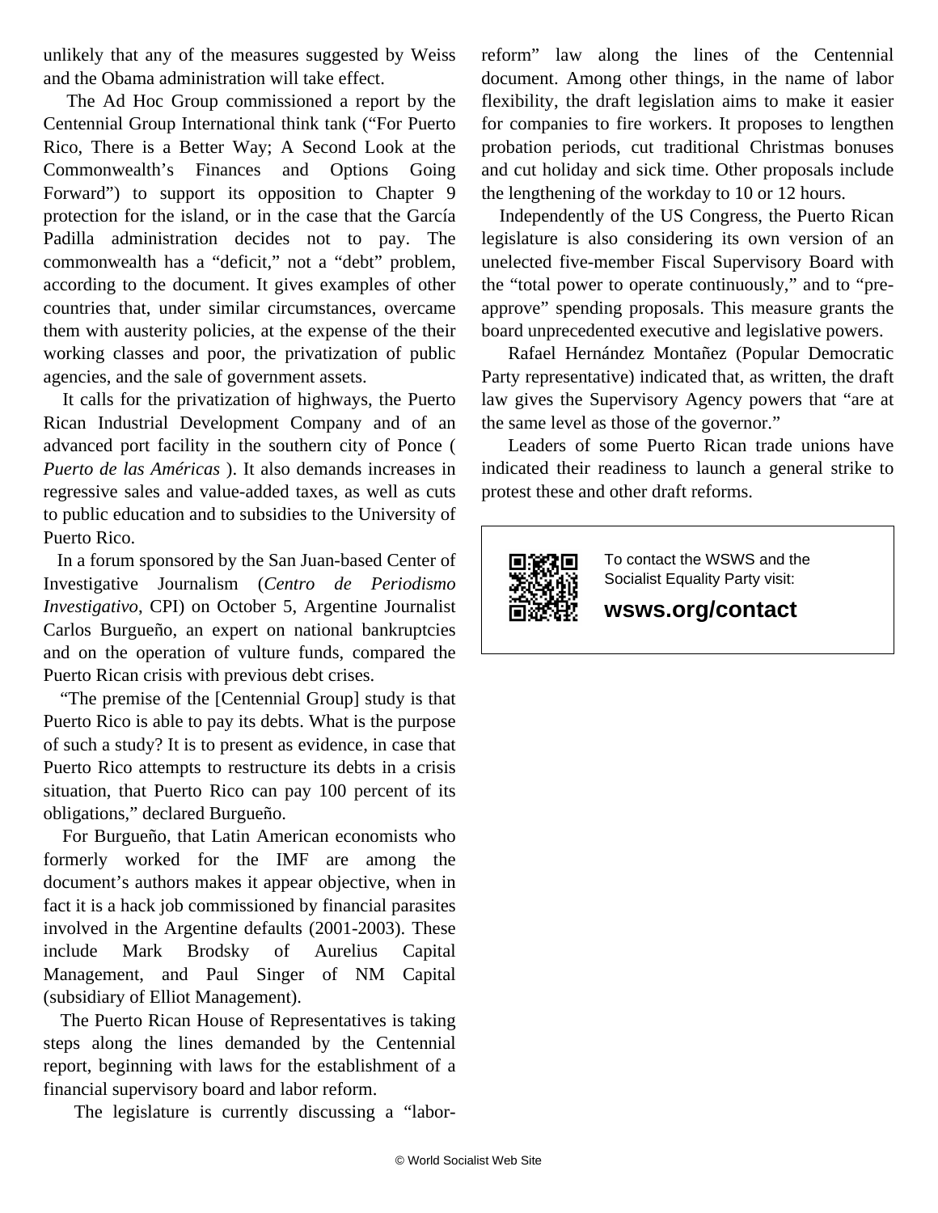unlikely that any of the measures suggested by Weiss and the Obama administration will take effect.

The Ad Hoc Group commissioned a report by the Centennial Group International think tank ("For Puerto Rico, There is a Better Way; A Second Look at the Commonwealth's Finances and Options Going Forward") to support its opposition to Chapter 9 protection for the island, or in the case that the García Padilla administration decides not to pay. The commonwealth has a "deficit," not a "debt" problem, according to the document. It gives examples of other countries that, under similar circumstances, overcame them with austerity policies, at the expense of the their working classes and poor, the privatization of public agencies, and the sale of government assets.

It calls for the privatization of highways, the Puerto Rican Industrial Development Company and of an advanced port facility in the southern city of Ponce ( *Puerto de las Américas* ). It also demands increases in regressive sales and value-added taxes, as well as cuts to public education and to subsidies to the University of Puerto Rico.

In a forum sponsored by the San Juan-based Center of Investigative Journalism (*Centro de Periodismo Investigativo*, CPI) on October 5, Argentine Journalist Carlos Burgueño, an expert on national bankruptcies and on the operation of vulture funds, compared the Puerto Rican crisis with previous debt crises.

"The premise of the [Centennial Group] study is that Puerto Rico is able to pay its debts. What is the purpose of such a study? It is to present as evidence, in case that Puerto Rico attempts to restructure its debts in a crisis situation, that Puerto Rico can pay 100 percent of its obligations," declared Burgueño.

For Burgueño, that Latin American economists who formerly worked for the IMF are among the document's authors makes it appear objective, when in fact it is a hack job commissioned by financial parasites involved in the Argentine defaults (2001-2003). These include Mark Brodsky of Aurelius Capital Management, and Paul Singer of NM Capital (subsidiary of Elliot Management).

The Puerto Rican House of Representatives is taking steps along the lines demanded by the Centennial report, beginning with laws for the establishment of a financial supervisory board and labor reform.

The legislature is currently discussing a "labor-reform" law along the lines of the Centennial document. Among other things, in the name of labor flexibility, the draft legislation aims to make it easier for companies to fire workers. It proposes to lengthen probation periods, cut traditional Christmas bonuses and cut holiday and sick time. Other proposals include the lengthening of the workday to 10 or 12 hours.

Independently of the US Congress, the Puerto Rican legislature is also considering its own version of an unelected five-member Fiscal Supervisory Board with the "total power to operate continuously," and to "pre-approve" spending proposals. This measure grants the board unprecedented executive and legislative powers.

Rafael Hernández Montañez (Popular Democratic Party representative) indicated that, as written, the draft law gives the Supervisory Agency powers that "are at the same level as those of the governor."

Leaders of some Puerto Rican trade unions have indicated their readiness to launch a general strike to protest these and other draft reforms.

To contact the WSWS and the Socialist Equality Party visit:

**wsws.org/contact**